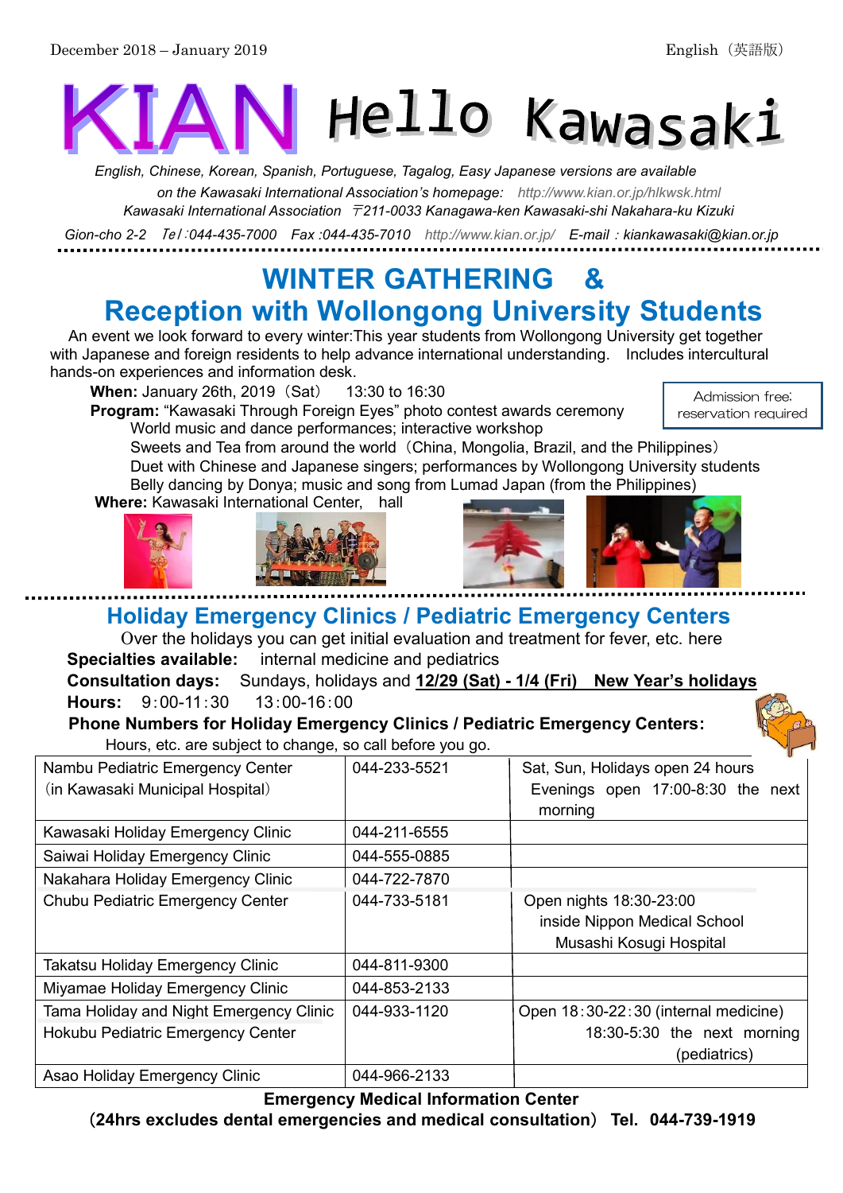December 2018 – January 2019 English（英語版）

# KIAN Hello Kawasaki

*English, Chinese, Korean, Spanish, Portuguese, Tagalog, Easy Japanese versions are available on the Kawasaki International Association's homepage: http://www.kian.or.jp/hlkwsk.html*

*Kawasaki International Association 〒211-0033 Kanagawa-ken Kawasaki-shi Nakahara-ku Kizuki Gion-cho 2-2 Tel:044-435-7000 Fax :044-435-7010 http://www.kian.or.jp/ E-mail：kiankawasaki@kian.or.jp*

## WINTER GATHERING & Reception with Wollongong University Students

An event we look forward to every winter:This year students from Wollongong University get together with Japanese and foreign residents to help advance international understanding. Includes intercultural hands-on experiences and information desk.

Admission free; reservation required

**When:** January 26th, 2019（Sat） 13:30 to 16:30

**Program:** "Kawasaki Through Foreign Eyes" photo contest awards ceremony
World music and dance performances; interactive workshop
Sweets and Tea from around the world（China, Mongolia, Brazil, and the Philippines）
Duet with Chinese and Japanese singers; performances by Wollongong University students
Belly dancing by Donya; music and song from Lumad Japan (from the Philippines)

**Where:** Kawasaki International Center, hall

## Holiday Emergency Clinics / Pediatric Emergency Centers

Over the holidays you can get initial evaluation and treatment for fever, etc. here

**Specialties available:** internal medicine and pediatrics

**Consultation days:** Sundays, holidays and **12/29 (Sat) - 1/4 (Fri) New Year's holidays**

**Hours:** 9:00-11:30 13:00-16:00

**Phone Numbers for Holiday Emergency Clinics / Pediatric Emergency Centers:**

Hours, etc. are subject to change, so call before you go.

| Clinic | Phone | Notes |
|---|---|---|
| Nambu Pediatric Emergency Center (in Kawasaki Municipal Hospital) | 044-233-5521 | Sat, Sun, Holidays open 24 hours Evenings open 17:00-8:30 the next morning |
| Kawasaki Holiday Emergency Clinic | 044-211-6555 | |
| Saiwai Holiday Emergency Clinic | 044-555-0885 | |
| Nakahara Holiday Emergency Clinic | 044-722-7870 | |
| Chubu Pediatric Emergency Center | 044-733-5181 | Open nights 18:30-23:00 inside Nippon Medical School Musashi Kosugi Hospital |
| Takatsu Holiday Emergency Clinic | 044-811-9300 | |
| Miyamae Holiday Emergency Clinic | 044-853-2133 | |
| Tama Holiday and Night Emergency Clinic Hokubu Pediatric Emergency Center | 044-933-1120 | Open 18:30-22:30 (internal medicine) 18:30-5:30 the next morning (pediatrics) |
| Asao Holiday Emergency Clinic | 044-966-2133 | |

**Emergency Medical Information Center**
**(24hrs excludes dental emergencies and medical consultation) Tel. 044-739-1919**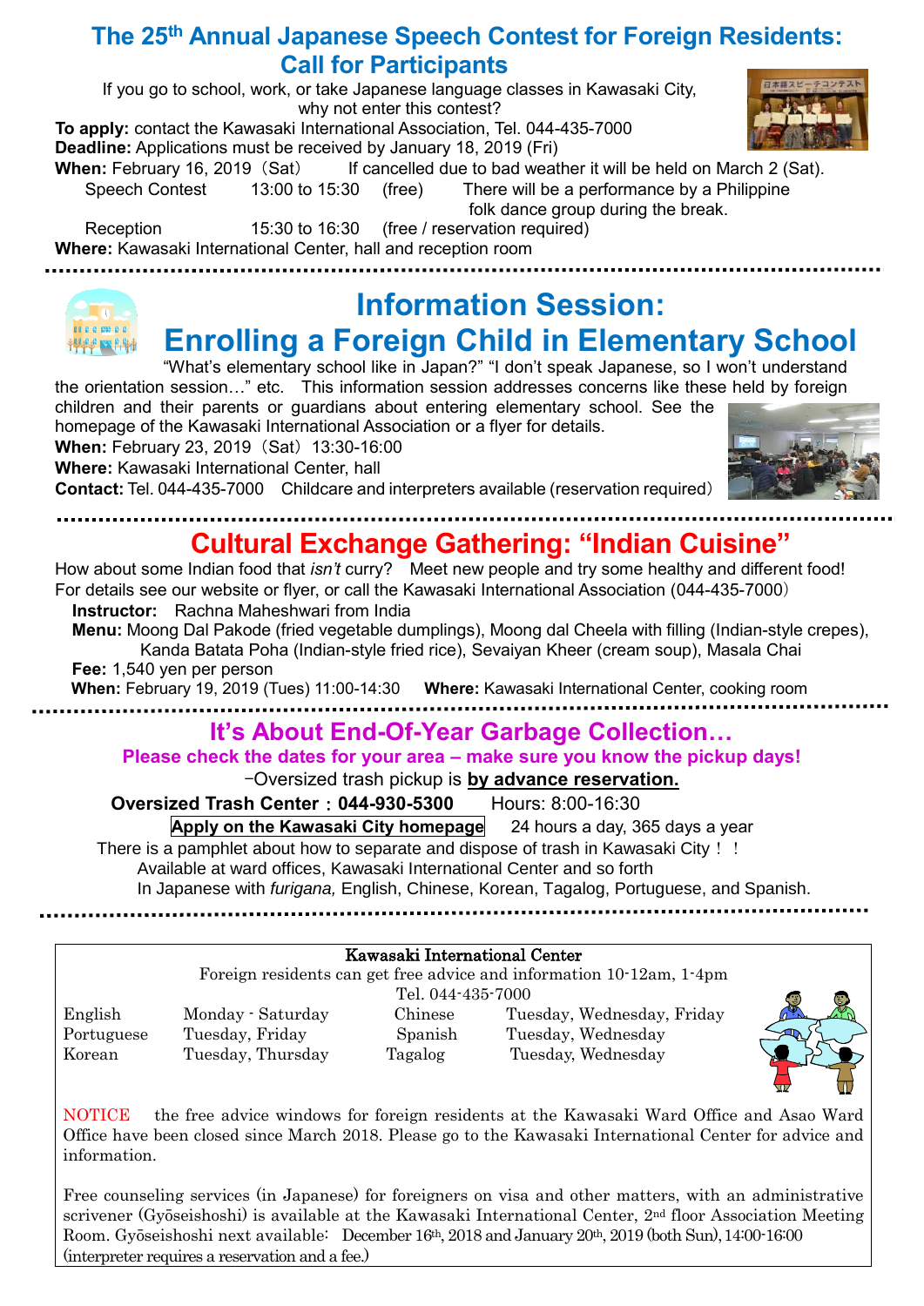# The 25th Annual Japanese Speech Contest for Foreign Residents: Call for Participants

If you go to school, work, or take Japanese language classes in Kawasaki City, why not enter this contest?

**To apply:** contact the Kawasaki International Association, Tel. 044-435-7000
**Deadline:** Applications must be received by January 18, 2019 (Fri)
**When:** February 16, 2019（Sat） If cancelled due to bad weather it will be held on March 2 (Sat).

Speech Contest 13:00 to 15:30 (free) There will be a performance by a Philippine folk dance group during the break.

Reception 15:30 to 16:30 (free / reservation required)

**Where:** Kawasaki International Center, hall and reception room

# Information Session: Enrolling a Foreign Child in Elementary School

"What's elementary school like in Japan?" "I don't speak Japanese, so I won't understand the orientation session…" etc. This information session addresses concerns like these held by foreign children and their parents or guardians about entering elementary school. See the homepage of the Kawasaki International Association or a flyer for details.

**When:** February 23, 2019（Sat）13:30-16:00
**Where:** Kawasaki International Center, hall
**Contact:** Tel. 044-435-7000 Childcare and interpreters available (reservation required）

# Cultural Exchange Gathering: "Indian Cuisine"

How about some Indian food that *isn't* curry? Meet new people and try some healthy and different food! For details see our website or flyer, or call the Kawasaki International Association (044-435-7000）

**Instructor:** Rachna Maheshwari from India
**Menu:** Moong Dal Pakode (fried vegetable dumplings), Moong dal Cheela with filling (Indian-style crepes), Kanda Batata Poha (Indian-style fried rice), Sevaiyan Kheer (cream soup), Masala Chai
**Fee:** 1,540 yen per person
**When:** February 19, 2019 (Tues) 11:00-14:30 **Where:** Kawasaki International Center, cooking room

# It's About End-Of-Year Garbage Collection…

**Please check the dates for your area – make sure you know the pickup days!**

−Oversized trash pickup is **by advance reservation.**

**Oversized Trash Center：044-930-5300** Hours: 8:00-16:30

**Apply on the Kawasaki City homepage** 24 hours a day, 365 days a year

There is a pamphlet about how to separate and dispose of trash in Kawasaki City！！
Available at ward offices, Kawasaki International Center and so forth
In Japanese with *furigana,* English, Chinese, Korean, Tagalog, Portuguese, and Spanish.

---

**Kawasaki International Center**

Foreign residents can get free advice and information 10-12am, 1-4pm
Tel. 044-435-7000

| | | | |
|---|---|---|---|
| English | Monday - Saturday | Chinese | Tuesday, Wednesday, Friday |
| Portuguese | Tuesday, Friday | Spanish | Tuesday, Wednesday |
| Korean | Tuesday, Thursday | Tagalog | Tuesday, Wednesday |

NOTICE the free advice windows for foreign residents at the Kawasaki Ward Office and Asao Ward Office have been closed since March 2018. Please go to the Kawasaki International Center for advice and information.

Free counseling services (in Japanese) for foreigners on visa and other matters, with an administrative scrivener (Gyōseishoshi) is available at the Kawasaki International Center, 2nd floor Association Meeting Room. Gyōseishoshi next available: December 16th, 2018 and January 20th, 2019 (both Sun), 14:00-16:00 (interpreter requires a reservation and a fee.)